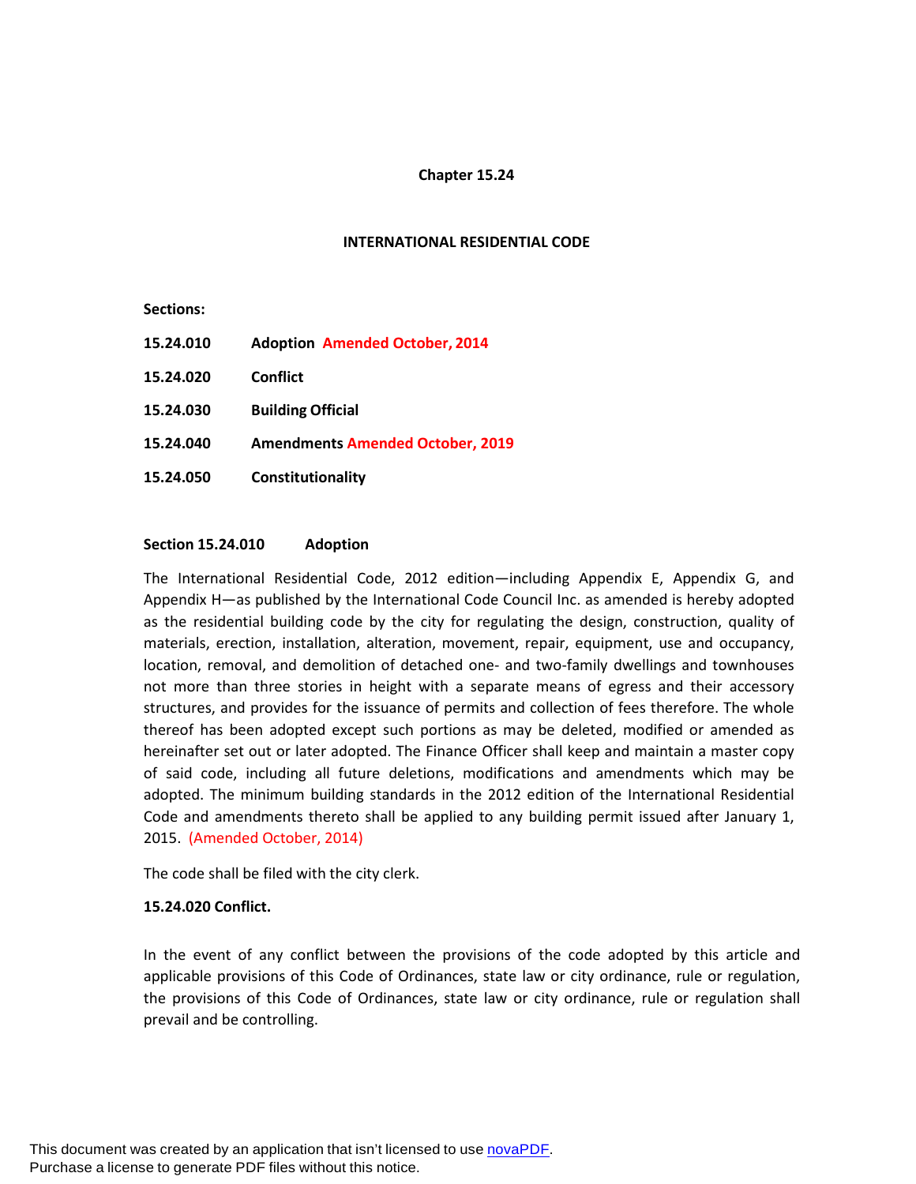# Chapter 15.24

## INTERNATIONAL RESIDENTIAL CODE

**Sections:**

**15.24.010 Adoption Amended October, 2014**

**15.24.020 Conflict**

**15.24.030 Building Official**

**15.24.040 Amendments Amended October, 2019**

**15.24.050 Constitutionality**

### Section 15.24.010 Adoption

The International Residential Code, 2012 edition—including Appendix E, Appendix G, and Appendix H—as published by the International Code Council Inc. as amended is hereby adopted as the residential building code by the city for regulating the design, construction, quality of materials, erection, installation, alteration, movement, repair, equipment, use and occupancy, location, removal, and demolition of detached one- and two-family dwellings and townhouses not more than three stories in height with a separate means of egress and their accessory structures, and provides for the issuance of permits and collection of fees therefore. The whole thereof has been adopted except such portions as may be deleted, modified or amended as hereinafter set out or later adopted. The Finance Officer shall keep and maintain a master copy of said code, including all future deletions, modifications and amendments which may be adopted. The minimum building standards in the 2012 edition of the International Residential Code and amendments thereto shall be applied to any building permit issued after January 1, 2015. (Amended October, 2014)

The code shall be filed with the city clerk.

### 15.24.020 Conflict.

In the event of any conflict between the provisions of the code adopted by this article and applicable provisions of this Code of Ordinances, state law or city ordinance, rule or regulation, the provisions of this Code of Ordinances, state law or city ordinance, rule or regulation shall prevail and be controlling.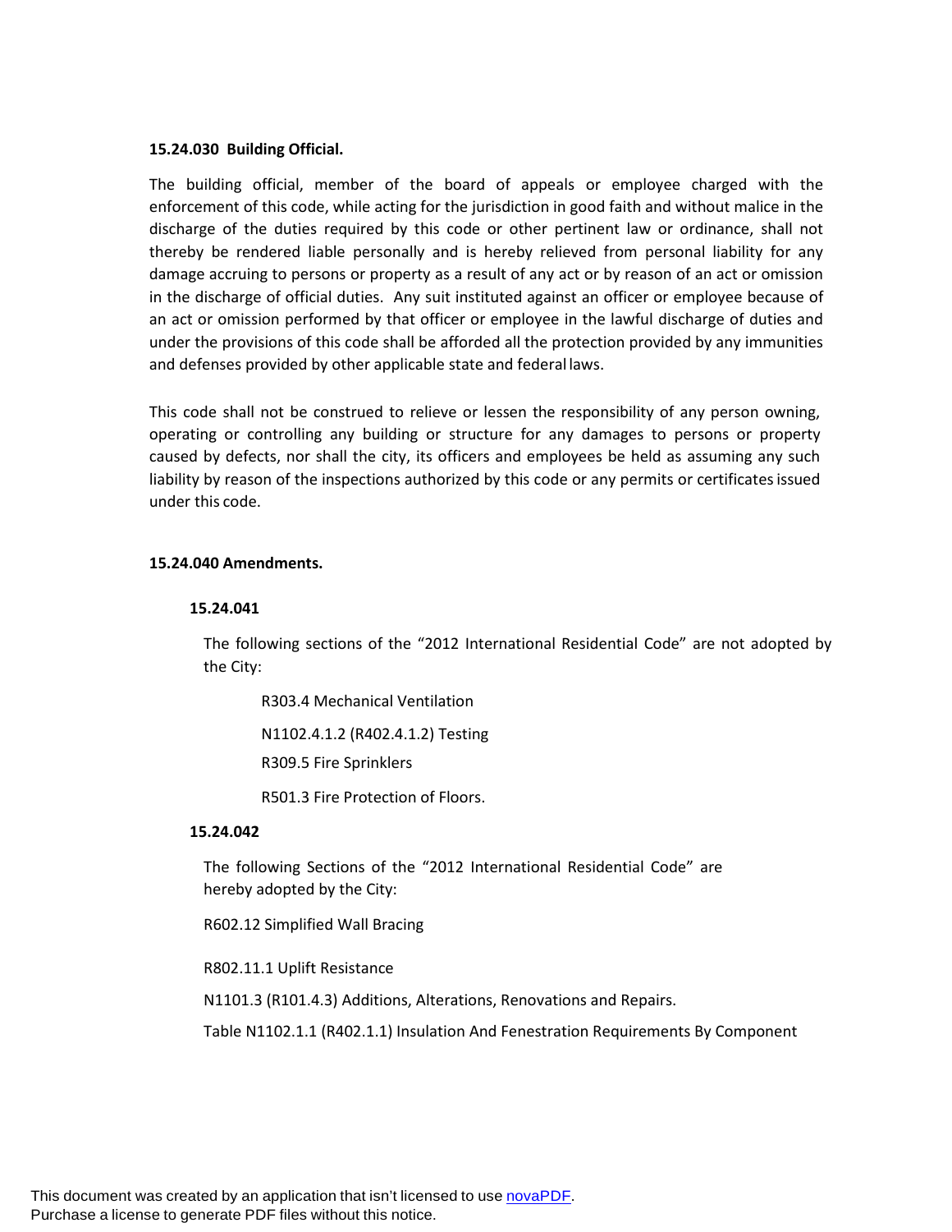**15.24.030 Building Official.**

The building official, member of the board of appeals or employee charged with the enforcement of this code, while acting for the jurisdiction in good faith and without malice in the discharge of the duties required by this code or other pertinent law or ordinance, shall not thereby be rendered liable personally and is hereby relieved from personal liability for any damage accruing to persons or property as a result of any act or by reason of an act or omission in the discharge of official duties. Any suit instituted against an officer or employee because of an act or omission performed by that officer or employee in the lawful discharge of duties and under the provisions of this code shall be afforded all the protection provided by any immunities and defenses provided by other applicable state and federal laws.

This code shall not be construed to relieve or lessen the responsibility of any person owning, operating or controlling any building or structure for any damages to persons or property caused by defects, nor shall the city, its officers and employees be held as assuming any such liability by reason of the inspections authorized by this code or any permits or certificates issued under this code.

**15.24.040 Amendments.**

**15.24.041**

The following sections of the “2012 International Residential Code” are not adopted by the City:

R303.4 Mechanical Ventilation

N1102.4.1.2 (R402.4.1.2) Testing

R309.5 Fire Sprinklers

R501.3 Fire Protection of Floors.

**15.24.042**

The following Sections of the “2012 International Residential Code” are hereby adopted by the City:

R602.12 Simplified Wall Bracing

R802.11.1 Uplift Resistance

N1101.3 (R101.4.3) Additions, Alterations, Renovations and Repairs.

Table N1102.1.1 (R402.1.1) Insulation And Fenestration Requirements By Component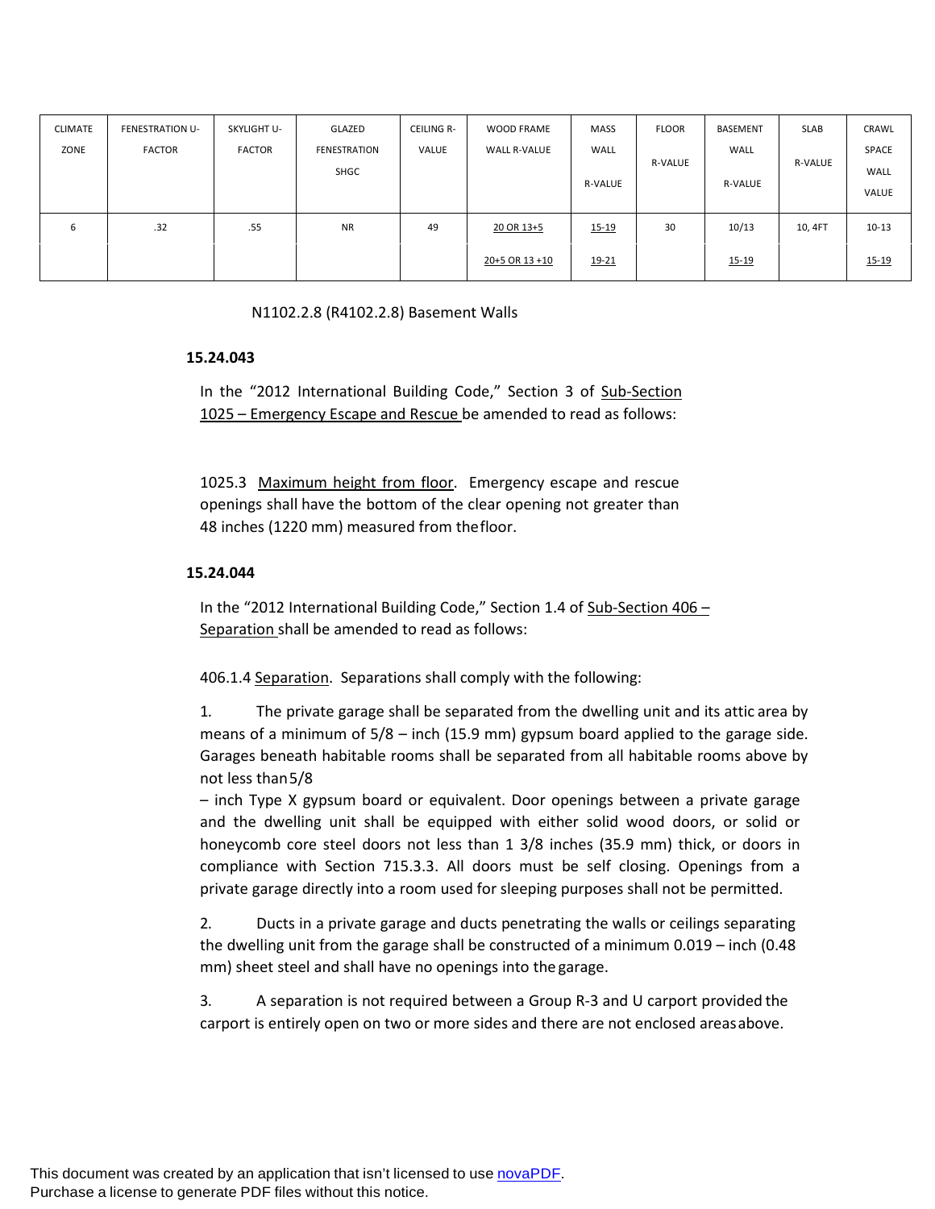| CLIMATE ZONE | FENESTRATION U-FACTOR | SKYLIGHT U-FACTOR | GLAZED FENESTRATION SHGC | CEILING R-VALUE | WOOD FRAME WALL R-VALUE | MASS WALL R-VALUE | FLOOR R-VALUE | BASEMENT WALL R-VALUE | SLAB R-VALUE | CRAWL SPACE WALL VALUE |
|---|---|---|---|---|---|---|---|---|---|---|
| 6 | .32 | .55 | NR | 49 | 20 OR 13+5 | 15-19 | 30 | 10/13 | 10, 4FT | 10-13 |
| | | | | | 20+5 OR 13 +10 | 19-21 | | 15-19 | | 15-19 |

N1102.2.8 (R4102.2.8) Basement Walls

**15.24.043**

In the "2012 International Building Code," Section 3 of Sub-Section 1025 – Emergency Escape and Rescue be amended to read as follows:

1025.3 Maximum height from floor. Emergency escape and rescue openings shall have the bottom of the clear opening not greater than 48 inches (1220 mm) measured from the floor.

**15.24.044**

In the "2012 International Building Code," Section 1.4 of Sub-Section 406 – Separation shall be amended to read as follows:

406.1.4 Separation. Separations shall comply with the following:

1. The private garage shall be separated from the dwelling unit and its attic area by means of a minimum of 5/8 – inch (15.9 mm) gypsum board applied to the garage side. Garages beneath habitable rooms shall be separated from all habitable rooms above by not less than 5/8 – inch Type X gypsum board or equivalent. Door openings between a private garage and the dwelling unit shall be equipped with either solid wood doors, or solid or honeycomb core steel doors not less than 1 3/8 inches (35.9 mm) thick, or doors in compliance with Section 715.3.3. All doors must be self closing. Openings from a private garage directly into a room used for sleeping purposes shall not be permitted.

2. Ducts in a private garage and ducts penetrating the walls or ceilings separating the dwelling unit from the garage shall be constructed of a minimum 0.019 – inch (0.48 mm) sheet steel and shall have no openings into the garage.

3. A separation is not required between a Group R-3 and U carport provided the carport is entirely open on two or more sides and there are not enclosed areas above.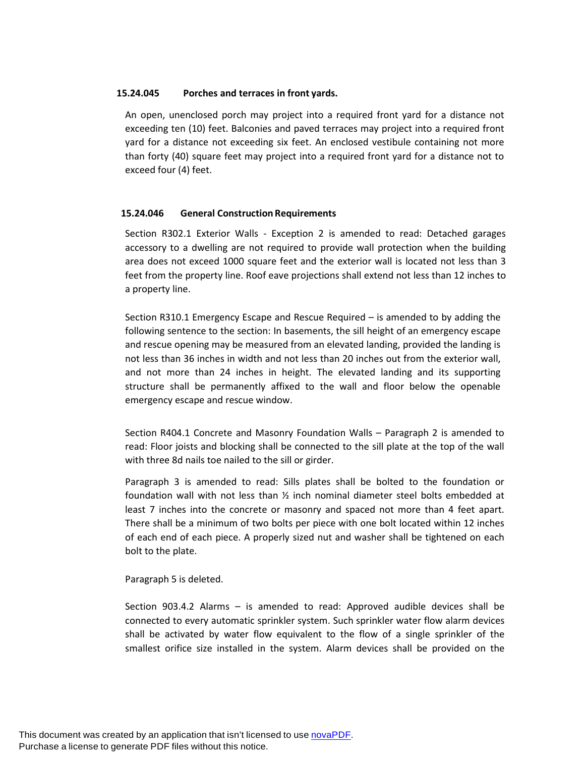### 15.24.045 Porches and terraces in front yards.

An open, unenclosed porch may project into a required front yard for a distance not exceeding ten (10) feet. Balconies and paved terraces may project into a required front yard for a distance not exceeding six feet. An enclosed vestibule containing not more than forty (40) square feet may project into a required front yard for a distance not to exceed four (4) feet.

### 15.24.046 General Construction Requirements

Section R302.1 Exterior Walls - Exception 2 is amended to read: Detached garages accessory to a dwelling are not required to provide wall protection when the building area does not exceed 1000 square feet and the exterior wall is located not less than 3 feet from the property line. Roof eave projections shall extend not less than 12 inches to a property line.

Section R310.1 Emergency Escape and Rescue Required – is amended to by adding the following sentence to the section: In basements, the sill height of an emergency escape and rescue opening may be measured from an elevated landing, provided the landing is not less than 36 inches in width and not less than 20 inches out from the exterior wall, and not more than 24 inches in height. The elevated landing and its supporting structure shall be permanently affixed to the wall and floor below the openable emergency escape and rescue window.

Section R404.1 Concrete and Masonry Foundation Walls – Paragraph 2 is amended to read: Floor joists and blocking shall be connected to the sill plate at the top of the wall with three 8d nails toe nailed to the sill or girder.

Paragraph 3 is amended to read: Sills plates shall be bolted to the foundation or foundation wall with not less than ½ inch nominal diameter steel bolts embedded at least 7 inches into the concrete or masonry and spaced not more than 4 feet apart. There shall be a minimum of two bolts per piece with one bolt located within 12 inches of each end of each piece. A properly sized nut and washer shall be tightened on each bolt to the plate.

Paragraph 5 is deleted.

Section 903.4.2 Alarms – is amended to read: Approved audible devices shall be connected to every automatic sprinkler system. Such sprinkler water flow alarm devices shall be activated by water flow equivalent to the flow of a single sprinkler of the smallest orifice size installed in the system. Alarm devices shall be provided on the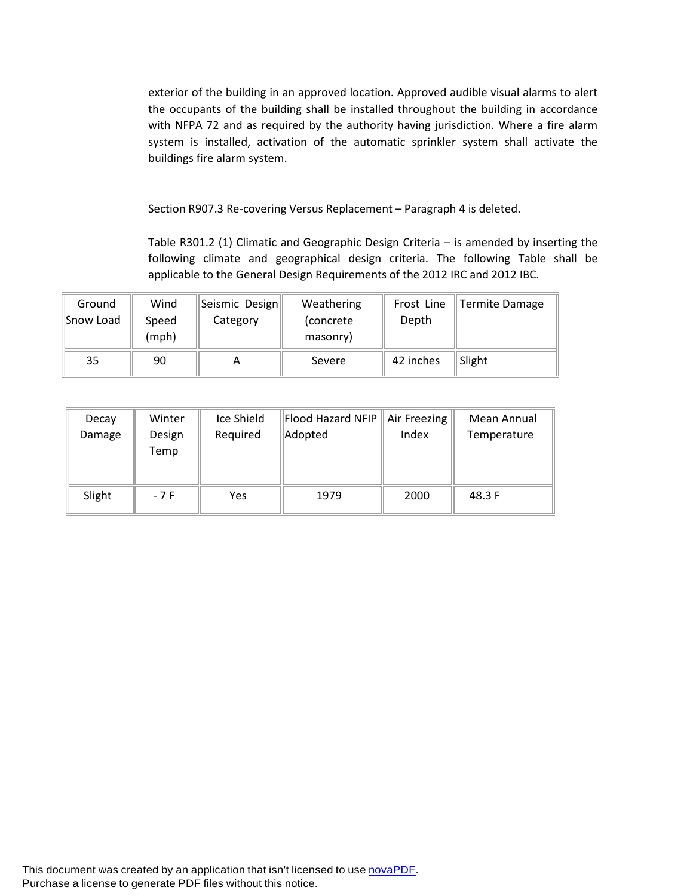exterior of the building in an approved location. Approved audible visual alarms to alert the occupants of the building shall be installed throughout the building in accordance with NFPA 72 and as required by the authority having jurisdiction. Where a fire alarm system is installed, activation of the automatic sprinkler system shall activate the buildings fire alarm system.

Section R907.3 Re-covering Versus Replacement – Paragraph 4 is deleted.

Table R301.2 (1) Climatic and Geographic Design Criteria – is amended by inserting the following climate and geographical design criteria. The following Table shall be applicable to the General Design Requirements of the 2012 IRC and 2012 IBC.

| Ground Snow Load | Wind Speed (mph) | Seismic Design Category | Weathering (concrete masonry) | Frost Line Depth | Termite Damage |
|---|---|---|---|---|---|
| 35 | 90 | A | Severe | 42 inches | Slight |

| Decay Damage | Winter Design Temp | Ice Shield Required | Flood Hazard NFIP Adopted | Air Freezing Index | Mean Annual Temperature |
|---|---|---|---|---|---|
| Slight | - 7 F | Yes | 1979 | 2000 | 48.3 F |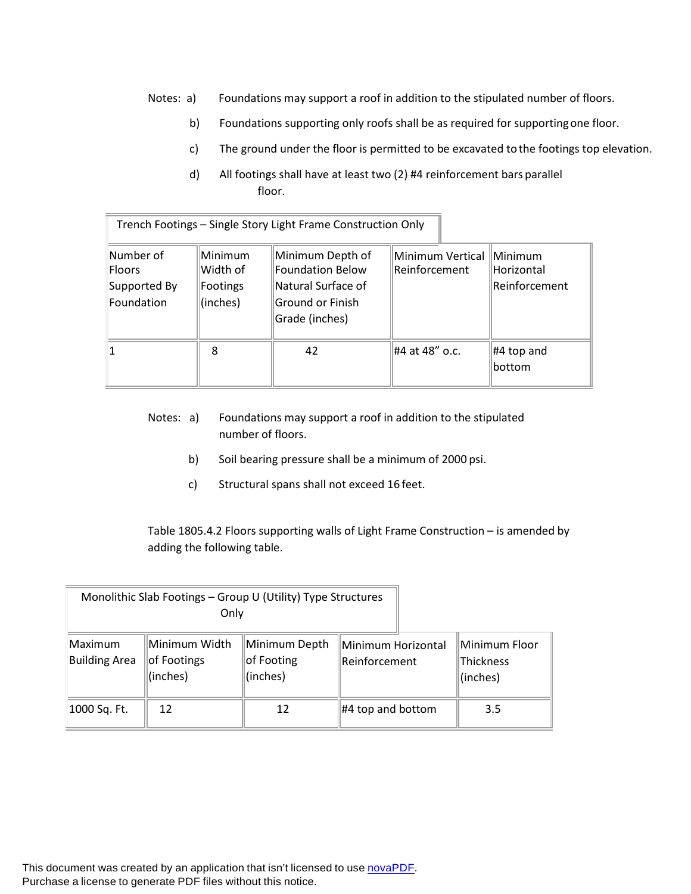Notes: a) Foundations may support a roof in addition to the stipulated number of floors.

b) Foundations supporting only roofs shall be as required for supporting one floor.

c) The ground under the floor is permitted to be excavated to the footings top elevation.

d) All footings shall have at least two (2) #4 reinforcement bars parallel floor.

| Trench Footings – Single Story Light Frame Construction Only | | | | |
|---|---|---|---|---|
| Number of Floors Supported By Foundation | Minimum Width of Footings (inches) | Minimum Depth of Foundation Below Natural Surface of Ground or Finish Grade (inches) | Minimum Vertical Reinforcement | Minimum Horizontal Reinforcement |
| 1 | 8 | 42 | #4 at 48" o.c. | #4 top and bottom |

Notes: a) Foundations may support a roof in addition to the stipulated number of floors.

b) Soil bearing pressure shall be a minimum of 2000 psi.

c) Structural spans shall not exceed 16 feet.

Table 1805.4.2 Floors supporting walls of Light Frame Construction – is amended by adding the following table.

| Monolithic Slab Footings – Group U (Utility) Type Structures Only | | | | |
|---|---|---|---|---|
| Maximum Building Area | Minimum Width of Footings (inches) | Minimum Depth of Footing (inches) | Minimum Horizontal Reinforcement | Minimum Floor Thickness (inches) |
| 1000 Sq. Ft. | 12 | 12 | #4 top and bottom | 3.5 |

This document was created by an application that isn't licensed to use novaPDF. Purchase a license to generate PDF files without this notice.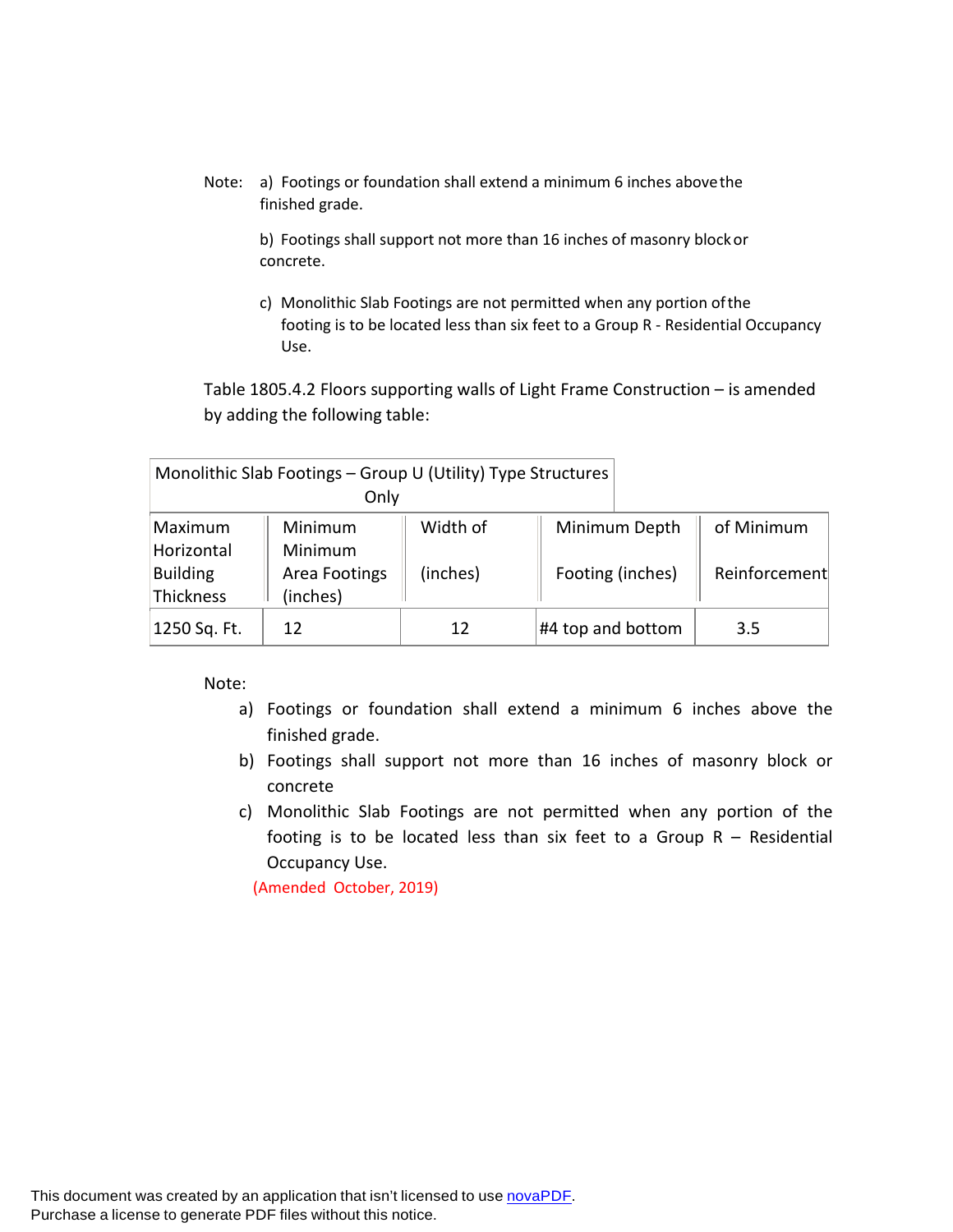Note: a) Footings or foundation shall extend a minimum 6 inches above the finished grade.

b) Footings shall support not more than 16 inches of masonry block or concrete.

c) Monolithic Slab Footings are not permitted when any portion of the footing is to be located less than six feet to a Group R - Residential Occupancy Use.

Table 1805.4.2 Floors supporting walls of Light Frame Construction – is amended by adding the following table:

| Monolithic Slab Footings – Group U (Utility) Type Structures Only | | | | |
|---|---|---|---|---|
| Maximum Horizontal Building Thickness | Minimum Minimum Area Footings (inches) | Width of (inches) | Minimum Depth Footing (inches) | of Minimum Reinforcement |
| 1250 Sq. Ft. | 12 | 12 | #4 top and bottom | 3.5 |

Note:

a) Footings or foundation shall extend a minimum 6 inches above the finished grade.

b) Footings shall support not more than 16 inches of masonry block or concrete

c) Monolithic Slab Footings are not permitted when any portion of the footing is to be located less than six feet to a Group R – Residential Occupancy Use.

(Amended October, 2019)

This document was created by an application that isn't licensed to use novaPDF. Purchase a license to generate PDF files without this notice.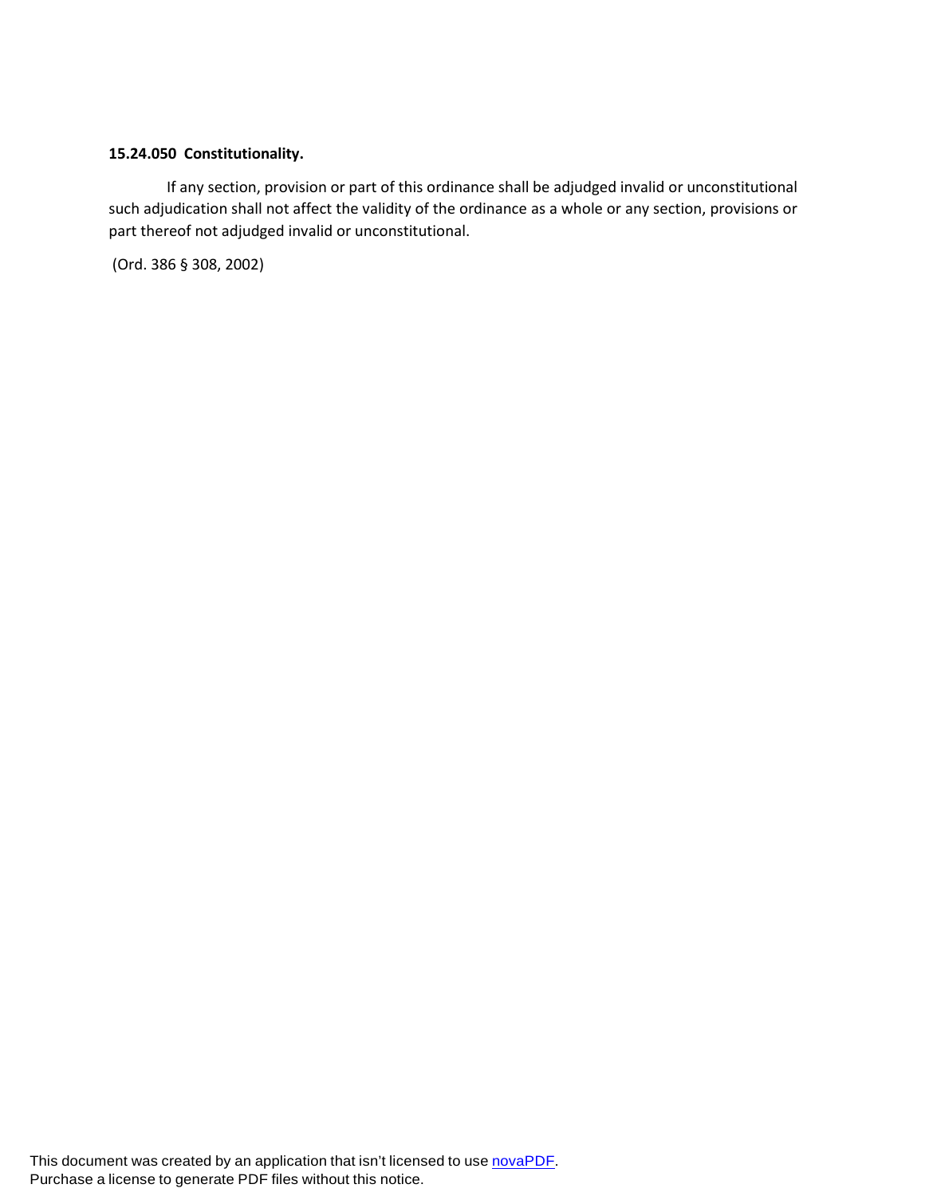**15.24.050 Constitutionality.**

If any section, provision or part of this ordinance shall be adjudged invalid or unconstitutional such adjudication shall not affect the validity of the ordinance as a whole or any section, provisions or part thereof not adjudged invalid or unconstitutional.

(Ord. 386 § 308, 2002)